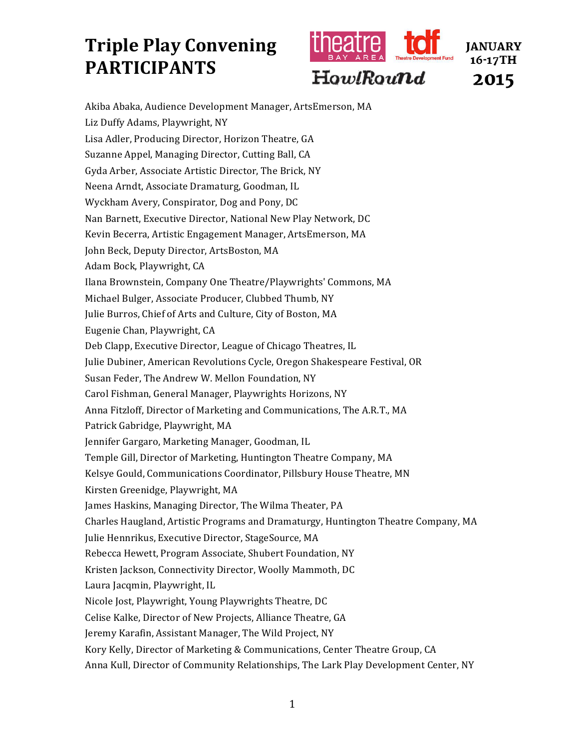# Triple Play Convening PARTICIPANTS

JANUARY 16-17TH 2015

Akiba Abaka, Audience Development Manager, ArtsEmerson, MA
Liz Duffy Adams, Playwright, NY
Lisa Adler, Producing Director, Horizon Theatre, GA
Suzanne Appel, Managing Director, Cutting Ball, CA
Gyda Arber, Associate Artistic Director, The Brick, NY
Neena Arndt, Associate Dramaturg, Goodman, IL
Wyckham Avery, Conspirator, Dog and Pony, DC
Nan Barnett, Executive Director, National New Play Network, DC
Kevin Becerra, Artistic Engagement Manager, ArtsEmerson, MA
John Beck, Deputy Director, ArtsBoston, MA
Adam Bock, Playwright, CA
Ilana Brownstein, Company One Theatre/Playwrights' Commons, MA
Michael Bulger, Associate Producer, Clubbed Thumb, NY
Julie Burros, Chief of Arts and Culture, City of Boston, MA
Eugenie Chan, Playwright, CA
Deb Clapp, Executive Director, League of Chicago Theatres, IL
Julie Dubiner, American Revolutions Cycle, Oregon Shakespeare Festival, OR
Susan Feder, The Andrew W. Mellon Foundation, NY
Carol Fishman, General Manager, Playwrights Horizons, NY
Anna Fitzloff, Director of Marketing and Communications, The A.R.T., MA
Patrick Gabridge, Playwright, MA
Jennifer Gargaro, Marketing Manager, Goodman, IL
Temple Gill, Director of Marketing, Huntington Theatre Company, MA
Kelsye Gould, Communications Coordinator, Pillsbury House Theatre, MN
Kirsten Greenidge, Playwright, MA
James Haskins, Managing Director, The Wilma Theater, PA
Charles Haugland, Artistic Programs and Dramaturgy, Huntington Theatre Company, MA
Julie Hennrikus, Executive Director, StageSource, MA
Rebecca Hewett, Program Associate, Shubert Foundation, NY
Kristen Jackson, Connectivity Director, Woolly Mammoth, DC
Laura Jacqmin, Playwright, IL
Nicole Jost, Playwright, Young Playwrights Theatre, DC
Celise Kalke, Director of New Projects, Alliance Theatre, GA
Jeremy Karafin, Assistant Manager, The Wild Project, NY
Kory Kelly, Director of Marketing & Communications, Center Theatre Group, CA
Anna Kull, Director of Community Relationships, The Lark Play Development Center, NY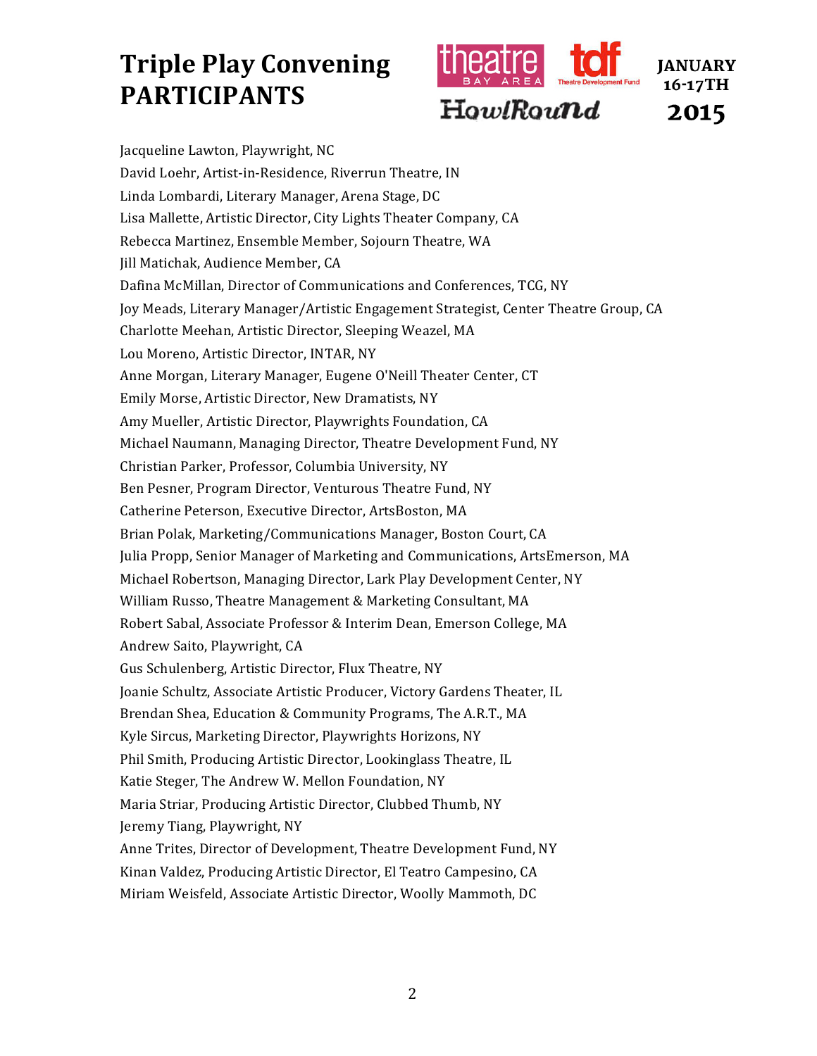# Triple Play Convening PARTICIPANTS

**JANUARY 16-17TH 2015**

Jacqueline Lawton, Playwright, NC
David Loehr, Artist-in-Residence, Riverrun Theatre, IN
Linda Lombardi, Literary Manager, Arena Stage, DC
Lisa Mallette, Artistic Director, City Lights Theater Company, CA
Rebecca Martinez, Ensemble Member, Sojourn Theatre, WA
Jill Matichak, Audience Member, CA
Dafina McMillan, Director of Communications and Conferences, TCG, NY
Joy Meads, Literary Manager/Artistic Engagement Strategist, Center Theatre Group, CA
Charlotte Meehan, Artistic Director, Sleeping Weazel, MA
Lou Moreno, Artistic Director, INTAR, NY
Anne Morgan, Literary Manager, Eugene O'Neill Theater Center, CT
Emily Morse, Artistic Director, New Dramatists, NY
Amy Mueller, Artistic Director, Playwrights Foundation, CA
Michael Naumann, Managing Director, Theatre Development Fund, NY
Christian Parker, Professor, Columbia University, NY
Ben Pesner, Program Director, Venturous Theatre Fund, NY
Catherine Peterson, Executive Director, ArtsBoston, MA
Brian Polak, Marketing/Communications Manager, Boston Court, CA
Julia Propp, Senior Manager of Marketing and Communications, ArtsEmerson, MA
Michael Robertson, Managing Director, Lark Play Development Center, NY
William Russo, Theatre Management & Marketing Consultant, MA
Robert Sabal, Associate Professor & Interim Dean, Emerson College, MA
Andrew Saito, Playwright, CA
Gus Schulenberg, Artistic Director, Flux Theatre, NY
Joanie Schultz, Associate Artistic Producer, Victory Gardens Theater, IL
Brendan Shea, Education & Community Programs, The A.R.T., MA
Kyle Sircus, Marketing Director, Playwrights Horizons, NY
Phil Smith, Producing Artistic Director, Lookinglass Theatre, IL
Katie Steger, The Andrew W. Mellon Foundation, NY
Maria Striar, Producing Artistic Director, Clubbed Thumb, NY
Jeremy Tiang, Playwright, NY
Anne Trites, Director of Development, Theatre Development Fund, NY
Kinan Valdez, Producing Artistic Director, El Teatro Campesino, CA
Miriam Weisfeld, Associate Artistic Director, Woolly Mammoth, DC